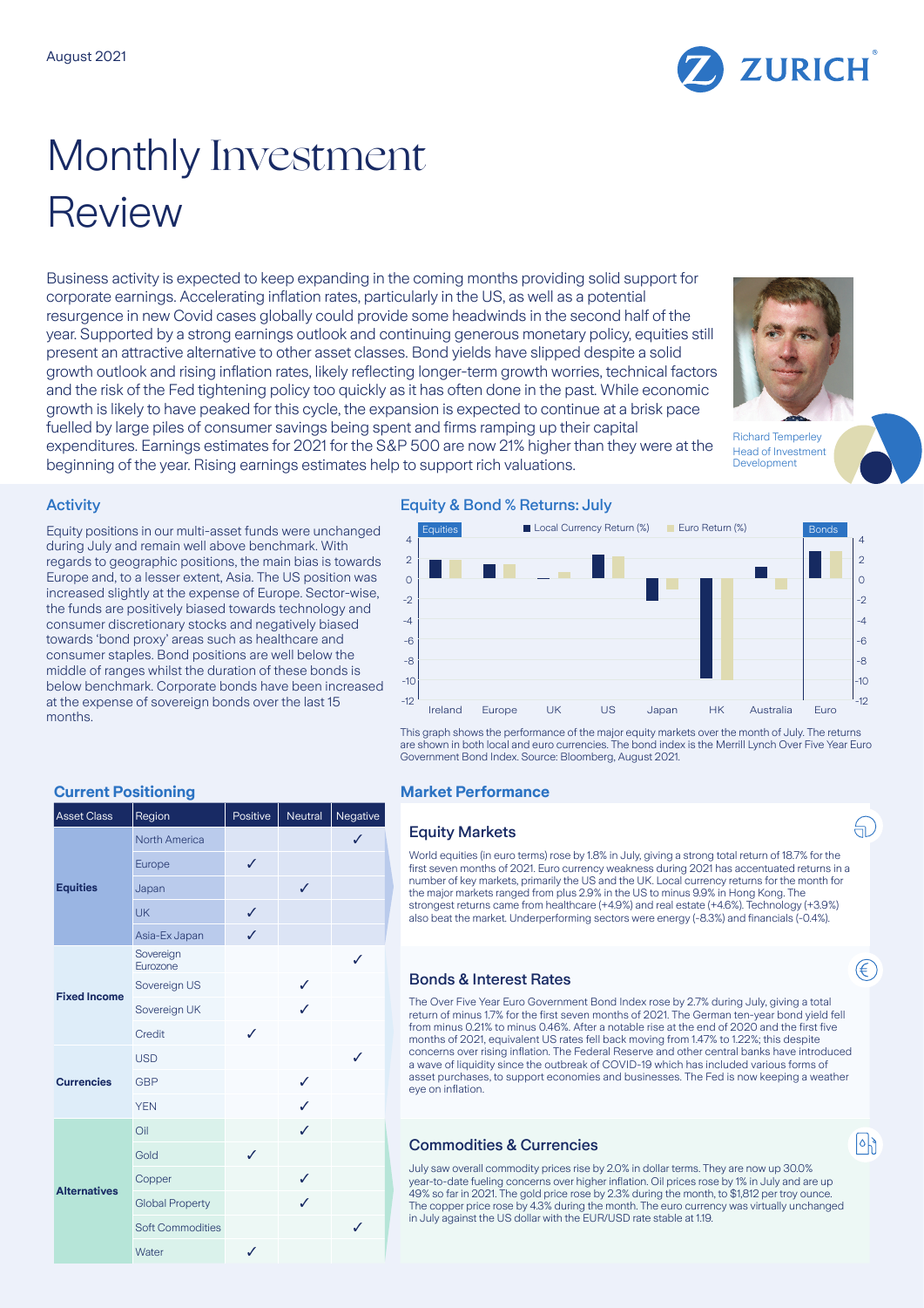August 2021

# Monthly Investment Review

Business activity is expected to keep expanding in the coming months providing solid support for corporate earnings. Accelerating inflation rates, particularly in the US, as well as a potential resurgence in new Covid cases globally could provide some headwinds in the second half of the year. Supported by a strong earnings outlook and continuing generous monetary policy, equities still present an attractive alternative to other asset classes. Bond yields have slipped despite a solid growth outlook and rising inflation rates, likely reflecting longer-term growth worries, technical factors and the risk of the Fed tightening policy too quickly as it has often done in the past. While economic growth is likely to have peaked for this cycle, the expansion is expected to continue at a brisk pace fuelled by large piles of consumer savings being spent and firms ramping up their capital expenditures. Earnings estimates for 2021 for the S&P 500 are now 21% higher than they were at the beginning of the year. Rising earnings estimates help to support rich valuations.

Richard Temperley
Head of Investment Development

## Activity

Equity positions in our multi-asset funds were unchanged during July and remain well above benchmark. With regards to geographic positions, the main bias is towards Europe and, to a lesser extent, Asia. The US position was increased slightly at the expense of Europe. Sector-wise, the funds are positively biased towards technology and consumer discretionary stocks and negatively biased towards 'bond proxy' areas such as healthcare and consumer staples. Bond positions are well below the middle of ranges whilst the duration of these bonds is below benchmark. Corporate bonds have been increased at the expense of sovereign bonds over the last 15 months.

## Equity & Bond % Returns: July

This graph shows the performance of the major equity markets over the month of July. The returns are shown in both local and euro currencies. The bond index is the Merrill Lynch Over Five Year Euro Government Bond Index. Source: Bloomberg, August 2021.

## Current Positioning

| Asset Class | Region | Positive | Neutral | Negative |
|---|---|---|---|---|
| Equities | North America | | | ✓ |
| | Europe | ✓ | | |
| | Japan | | ✓ | |
| | UK | ✓ | | |
| | Asia-Ex Japan | ✓ | | |
| Fixed Income | Sovereign Eurozone | | | ✓ |
| | Sovereign US | | ✓ | |
| | Sovereign UK | | ✓ | |
| | Credit | ✓ | | |
| Currencies | USD | | | ✓ |
| | GBP | | ✓ | |
| | YEN | | ✓ | |
| Alternatives | Oil | | ✓ | |
| | Gold | ✓ | | |
| | Copper | | ✓ | |
| | Global Property | | ✓ | |
| | Soft Commodities | | | ✓ |
| | Water | ✓ | | |

## Market Performance

### Equity Markets

World equities (in euro terms) rose by 1.8% in July, giving a strong total return of 18.7% for the first seven months of 2021. Euro currency weakness during 2021 has accentuated returns in a number of key markets, primarily the US and the UK. Local currency returns for the month for the major markets ranged from plus 2.9% in the US to minus 9.9% in Hong Kong. The strongest returns came from healthcare (+4.9%) and real estate (+4.6%). Technology (+3.9%) also beat the market. Underperforming sectors were energy (-8.3%) and financials (-0.4%).

### Bonds & Interest Rates

The Over Five Year Euro Government Bond Index rose by 2.7% during July, giving a total return of minus 1.7% for the first seven months of 2021. The German ten-year bond yield fell from minus 0.21% to minus 0.46%. After a notable rise at the end of 2020 and the first five months of 2021, equivalent US rates fell back moving from 1.47% to 1.22%; this despite concerns over rising inflation. The Federal Reserve and other central banks have introduced a wave of liquidity since the outbreak of COVID-19 which has included various forms of asset purchases, to support economies and businesses. The Fed is now keeping a weather eye on inflation.

### Commodities & Currencies

July saw overall commodity prices rise by 2.0% in dollar terms. They are now up 30.0% year-to-date fueling concerns over higher inflation. Oil prices rose by 1% in July and are up 49% so far in 2021. The gold price rose by 2.3% during the month, to $1,812 per troy ounce. The copper price rose by 4.3% during the month. The euro currency was virtually unchanged in July against the US dollar with the EUR/USD rate stable at 1.19.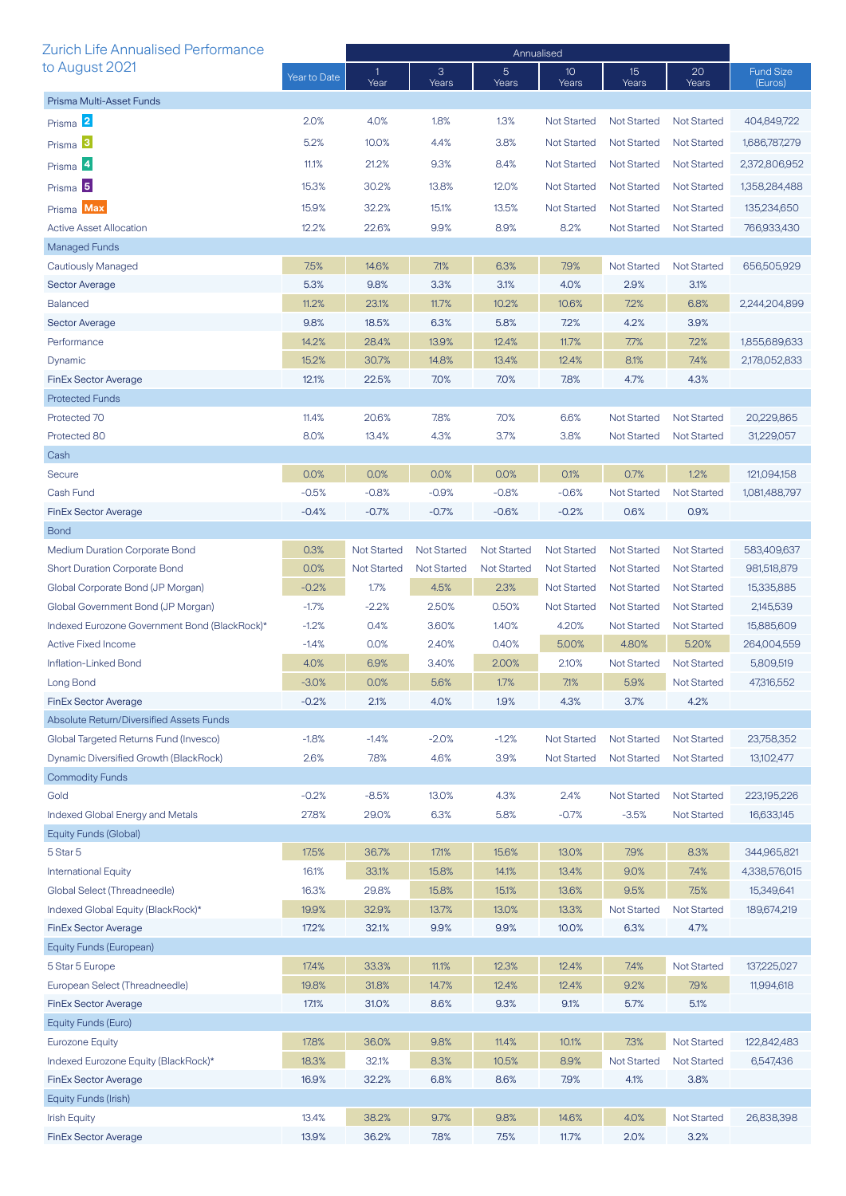## Zurich Life Annualised Performance to August 2021

| | Year to Date | Annualised | | | | | | Fund Size (Euros) |
|---|---|---|---|---|---|---|---|---|
| | | 1 Year | 3 Years | 5 Years | 10 Years | 15 Years | 20 Years | |
| **Prisma Multi-Asset Funds** | | | | | | | | |
| Prisma 2 | 2.0% | 4.0% | 1.8% | 1.3% | Not Started | Not Started | Not Started | 404,849,722 |
| Prisma 3 | 5.2% | 10.0% | 4.4% | 3.8% | Not Started | Not Started | Not Started | 1,686,787,279 |
| Prisma 4 | 11.1% | 21.2% | 9.3% | 8.4% | Not Started | Not Started | Not Started | 2,372,806,952 |
| Prisma 5 | 15.3% | 30.2% | 13.8% | 12.0% | Not Started | Not Started | Not Started | 1,358,284,488 |
| Prisma Max | 15.9% | 32.2% | 15.1% | 13.5% | Not Started | Not Started | Not Started | 135,234,650 |
| Active Asset Allocation | 12.2% | 22.6% | 9.9% | 8.9% | 8.2% | Not Started | Not Started | 766,933,430 |
| **Managed Funds** | | | | | | | | |
| Cautiously Managed | 7.5% | 14.6% | 7.1% | 6.3% | 7.9% | Not Started | Not Started | 656,505,929 |
| Sector Average | 5.3% | 9.8% | 3.3% | 3.1% | 4.0% | 2.9% | 3.1% | |
| Balanced | 11.2% | 23.1% | 11.7% | 10.2% | 10.6% | 7.2% | 6.8% | 2,244,204,899 |
| Sector Average | 9.8% | 18.5% | 6.3% | 5.8% | 7.2% | 4.2% | 3.9% | |
| Performance | 14.2% | 28.4% | 13.9% | 12.4% | 11.7% | 7.7% | 7.2% | 1,855,689,633 |
| Dynamic | 15.2% | 30.7% | 14.8% | 13.4% | 12.4% | 8.1% | 7.4% | 2,178,052,833 |
| FinEx Sector Average | 12.1% | 22.5% | 7.0% | 7.0% | 7.8% | 4.7% | 4.3% | |
| **Protected Funds** | | | | | | | | |
| Protected 70 | 11.4% | 20.6% | 7.8% | 7.0% | 6.6% | Not Started | Not Started | 20,229,865 |
| Protected 80 | 8.0% | 13.4% | 4.3% | 3.7% | 3.8% | Not Started | Not Started | 31,229,057 |
| **Cash** | | | | | | | | |
| Secure | 0.0% | 0.0% | 0.0% | 0.0% | 0.1% | 0.7% | 1.2% | 121,094,158 |
| Cash Fund | -0.5% | -0.8% | -0.9% | -0.8% | -0.6% | Not Started | Not Started | 1,081,488,797 |
| FinEx Sector Average | -0.4% | -0.7% | -0.7% | -0.6% | -0.2% | 0.6% | 0.9% | |
| **Bond** | | | | | | | | |
| Medium Duration Corporate Bond | 0.3% | Not Started | Not Started | Not Started | Not Started | Not Started | Not Started | 583,409,637 |
| Short Duration Corporate Bond | 0.0% | Not Started | Not Started | Not Started | Not Started | Not Started | Not Started | 981,518,879 |
| Global Corporate Bond (JP Morgan) | -0.2% | 1.7% | 4.5% | 2.3% | Not Started | Not Started | Not Started | 15,335,885 |
| Global Government Bond (JP Morgan) | -1.7% | -2.2% | 2.50% | 0.50% | Not Started | Not Started | Not Started | 2,145,539 |
| Indexed Eurozone Government Bond (BlackRock)* | -1.2% | 0.4% | 3.60% | 1.40% | 4.20% | Not Started | Not Started | 15,885,609 |
| Active Fixed Income | -1.4% | 0.0% | 2.40% | 0.40% | 5.00% | 4.80% | 5.20% | 264,004,559 |
| Inflation-Linked Bond | 4.0% | 6.9% | 3.40% | 2.00% | 2.10% | Not Started | Not Started | 5,809,519 |
| Long Bond | -3.0% | 0.0% | 5.6% | 1.7% | 7.1% | 5.9% | Not Started | 47,316,552 |
| FinEx Sector Average | -0.2% | 2.1% | 4.0% | 1.9% | 4.3% | 3.7% | 4.2% | |
| **Absolute Return/Diversified Assets Funds** | | | | | | | | |
| Global Targeted Returns Fund (Invesco) | -1.8% | -1.4% | -2.0% | -1.2% | Not Started | Not Started | Not Started | 23,758,352 |
| Dynamic Diversified Growth (BlackRock) | 2.6% | 7.8% | 4.6% | 3.9% | Not Started | Not Started | Not Started | 13,102,477 |
| **Commodity Funds** | | | | | | | | |
| Gold | -0.2% | -8.5% | 13.0% | 4.3% | 2.4% | Not Started | Not Started | 223,195,226 |
| Indexed Global Energy and Metals | 27.8% | 29.0% | 6.3% | 5.8% | -0.7% | -3.5% | Not Started | 16,633,145 |
| **Equity Funds (Global)** | | | | | | | | |
| 5 Star 5 | 17.5% | 36.7% | 17.1% | 15.6% | 13.0% | 7.9% | 8.3% | 344,965,821 |
| International Equity | 16.1% | 33.1% | 15.8% | 14.1% | 13.4% | 9.0% | 7.4% | 4,338,576,015 |
| Global Select (Threadneedle) | 16.3% | 29.8% | 15.8% | 15.1% | 13.6% | 9.5% | 7.5% | 15,349,641 |
| Indexed Global Equity (BlackRock)* | 19.9% | 32.9% | 13.7% | 13.0% | 13.3% | Not Started | Not Started | 189,674,219 |
| FinEx Sector Average | 17.2% | 32.1% | 9.9% | 9.9% | 10.0% | 6.3% | 4.7% | |
| **Equity Funds (European)** | | | | | | | | |
| 5 Star 5 Europe | 17.4% | 33.3% | 11.1% | 12.3% | 12.4% | 7.4% | Not Started | 137,225,027 |
| European Select (Threadneedle) | 19.8% | 31.8% | 14.7% | 12.4% | 12.4% | 9.2% | 7.9% | 11,994,618 |
| FinEx Sector Average | 17.1% | 31.0% | 8.6% | 9.3% | 9.1% | 5.7% | 5.1% | |
| **Equity Funds (Euro)** | | | | | | | | |
| Eurozone Equity | 17.8% | 36.0% | 9.8% | 11.4% | 10.1% | 7.3% | Not Started | 122,842,483 |
| Indexed Eurozone Equity (BlackRock)* | 18.3% | 32.1% | 8.3% | 10.5% | 8.9% | Not Started | Not Started | 6,547,436 |
| FinEx Sector Average | 16.9% | 32.2% | 6.8% | 8.6% | 7.9% | 4.1% | 3.8% | |
| **Equity Funds (Irish)** | | | | | | | | |
| Irish Equity | 13.4% | 38.2% | 9.7% | 9.8% | 14.6% | 4.0% | Not Started | 26,838,398 |
| FinEx Sector Average | 13.9% | 36.2% | 7.8% | 7.5% | 11.7% | 2.0% | 3.2% | |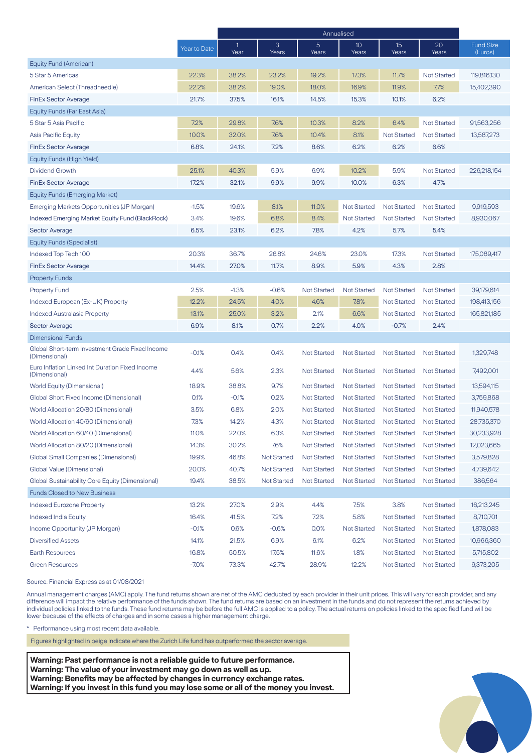| | Year to Date | Annualised | | | | | | Fund Size (Euros) |
|---|---|---|---|---|---|---|---|---|
| | | 1 Year | 3 Years | 5 Years | 10 Years | 15 Years | 20 Years | |
| **Equity Fund (American)** | | | | | | | | |
| 5 Star 5 Americas | 22.3% | 38.2% | 23.2% | 19.2% | 17.3% | 11.7% | Not Started | 119,816,130 |
| American Select (Threadneedle) | 22.2% | 38.2% | 19.0% | 18.0% | 16.9% | 11.9% | 7.7% | 15,402,390 |
| FinEx Sector Average | 21.7% | 37.5% | 16.1% | 14.5% | 15.3% | 10.1% | 6.2% | |
| **Equity Funds (Far East Asia)** | | | | | | | | |
| 5 Star 5 Asia Pacific | 7.2% | 29.8% | 7.6% | 10.3% | 8.2% | 6.4% | Not Started | 91,563,256 |
| Asia Pacific Equity | 10.0% | 32.0% | 7.6% | 10.4% | 8.1% | Not Started | Not Started | 13,587,273 |
| FinEx Sector Average | 6.8% | 24.1% | 7.2% | 8.6% | 6.2% | 6.2% | 6.6% | |
| **Equity Funds (High Yield)** | | | | | | | | |
| Dividend Growth | 25.1% | 40.3% | 5.9% | 6.9% | 10.2% | 5.9% | Not Started | 226,218,154 |
| FinEx Sector Average | 17.2% | 32.1% | 9.9% | 9.9% | 10.0% | 6.3% | 4.7% | |
| **Equity Funds (Emerging Market)** | | | | | | | | |
| Emerging Markets Opportunities (JP Morgan) | -1.5% | 19.6% | 8.1% | 11.0% | Not Started | Not Started | Not Started | 9,919,593 |
| Indexed Emerging Market Equity Fund (BlackRock) | 3.4% | 19.6% | 6.8% | 8.4% | Not Started | Not Started | Not Started | 8,930,067 |
| Sector Average | 6.5% | 23.1% | 6.2% | 7.8% | 4.2% | 5.7% | 5.4% | |
| **Equity Funds (Specialist)** | | | | | | | | |
| Indexed Top Tech 100 | 20.3% | 36.7% | 26.8% | 24.6% | 23.0% | 17.3% | Not Started | 175,089,417 |
| FinEx Sector Average | 14.4% | 27.0% | 11.7% | 8.9% | 5.9% | 4.3% | 2.8% | |
| **Property Funds** | | | | | | | | |
| Property Fund | 2.5% | -1.3% | -0.6% | Not Started | Not Started | Not Started | Not Started | 39,179,614 |
| Indexed European (Ex-UK) Property | 12.2% | 24.5% | 4.0% | 4.6% | 7.8% | Not Started | Not Started | 198,413,156 |
| Indexed Australasia Property | 13.1% | 25.0% | 3.2% | 2.1% | 6.6% | Not Started | Not Started | 165,821,185 |
| Sector Average | 6.9% | 8.1% | 0.7% | 2.2% | 4.0% | -0.7% | 2.4% | |
| **Dimensional Funds** | | | | | | | | |
| Global Short-term Investment Grade Fixed Income (Dimensional) | -0.1% | 0.4% | 0.4% | Not Started | Not Started | Not Started | Not Started | 1,329,748 |
| Euro Inflation Linked Int Duration Fixed Income (Dimensional) | 4.4% | 5.6% | 2.3% | Not Started | Not Started | Not Started | Not Started | 7,492,001 |
| World Equity (Dimensional) | 18.9% | 38.8% | 9.7% | Not Started | Not Started | Not Started | Not Started | 13,594,115 |
| Global Short Fixed Income (Dimensional) | 0.1% | -0.1% | 0.2% | Not Started | Not Started | Not Started | Not Started | 3,759,868 |
| World Allocation 20/80 (Dimensional) | 3.5% | 6.8% | 2.0% | Not Started | Not Started | Not Started | Not Started | 11,940,578 |
| World Allocation 40/60 (Dimensional) | 7.3% | 14.2% | 4.3% | Not Started | Not Started | Not Started | Not Started | 28,735,370 |
| World Allocation 60/40 (Dimensional) | 11.0% | 22.0% | 6.3% | Not Started | Not Started | Not Started | Not Started | 30,233,928 |
| World Allocation 80/20 (Dimensional) | 14.3% | 30.2% | 7.6% | Not Started | Not Started | Not Started | Not Started | 12,023,665 |
| Global Small Companies (Dimensional) | 19.9% | 46.8% | Not Started | Not Started | Not Started | Not Started | Not Started | 3,579,828 |
| Global Value (Dimensional) | 20.0% | 40.7% | Not Started | Not Started | Not Started | Not Started | Not Started | 4,739,642 |
| Global Sustainability Core Equity (Dimensional) | 19.4% | 38.5% | Not Started | Not Started | Not Started | Not Started | Not Started | 386,564 |
| **Funds Closed to New Business** | | | | | | | | |
| Indexed Eurozone Property | 13.2% | 27.0% | 2.9% | 4.4% | 7.5% | 3.8% | Not Started | 16,213,245 |
| Indexed India Equity | 16.4% | 41.5% | 7.2% | 7.2% | 5.8% | Not Started | Not Started | 8,710,701 |
| Income Opportunity (JP Morgan) | -0.1% | 0.6% | -0.6% | 0.0% | Not Started | Not Started | Not Started | 1,878,083 |
| Diversified Assets | 14.1% | 21.5% | 6.9% | 6.1% | 6.2% | Not Started | Not Started | 10,966,360 |
| Earth Resources | 16.8% | 50.5% | 17.5% | 11.6% | 1.8% | Not Started | Not Started | 5,715,802 |
| Green Resources | -7.0% | 73.3% | 42.7% | 28.9% | 12.2% | Not Started | Not Started | 9,373,205 |

Source: Financial Express as at 01/08/2021

Annual management charges (AMC) apply. The fund returns shown are net of the AMC deducted by each provider in their unit prices. This will vary for each provider, and any difference will impact the relative performance of the funds shown. The fund returns are based on an investment in the funds and do not represent the returns achieved by individual policies linked to the funds. These fund returns may be before the full AMC is applied to a policy. The actual returns on policies linked to the specified fund will be lower because of the effects of charges and in some cases a higher management charge.

* Performance using most recent data available.

Figures highlighted in beige indicate where the Zurich Life fund has outperformed the sector average.

**Warning: Past performance is not a reliable guide to future performance.**
**Warning: The value of your investment may go down as well as up.**
**Warning: Benefits may be affected by changes in currency exchange rates.**
**Warning: If you invest in this fund you may lose some or all of the money you invest.**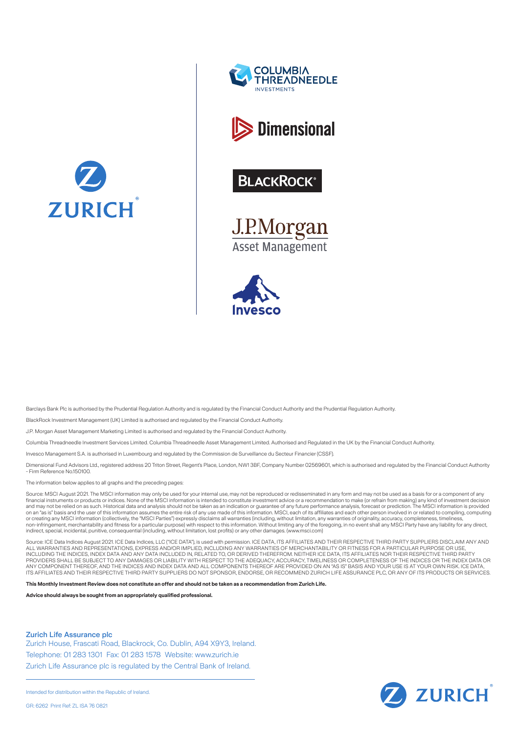Barclays Bank Plc is authorised by the Prudential Regulation Authority and is regulated by the Financial Conduct Authority and the Prudential Regulation Authority.

BlackRock Investment Management (UK) Limited is authorised and regulated by the Financial Conduct Authority.

J.P. Morgan Asset Management Marketing Limited is authorised and regulated by the Financial Conduct Authority.

Columbia Threadneedle Investment Services Limited. Columbia Threadneedle Asset Management Limited. Authorised and Regulated in the UK by the Financial Conduct Authority.

Invesco Management S.A. is authorised in Luxembourg and regulated by the Commission de Surveillance du Secteur Financier (CSSF).

Dimensional Fund Advisors Ltd., registered address 20 Triton Street, Regent's Place, London, NW1 3BF, Company Number 02569601, which is authorised and regulated by the Financial Conduct Authority - Firm Reference No.150100.

The information below applies to all graphs and the preceding pages:

Source: MSCI August 2021. The MSCI information may only be used for your internal use, may not be reproduced or redisseminated in any form and may not be used as a basis for or a component of any financial instruments or products or indices. None of the MSCI information is intended to constitute investment advice or a recommendation to make (or refrain from making) any kind of investment decision and may not be relied on as such. Historical data and analysis should not be taken as an indication or guarantee of any future performance analysis, forecast or prediction. The MSCI information is provided on an "as is" basis and the user of this information assumes the entire risk of any use made of this information. MSCI, each of its affiliates and each other person involved in or related to compiling, computing or creating any MSCI information (collectively, the "MSCI Parties") expressly disclaims all warranties (including, without limitation, any warranties of originality, accuracy, completeness, timeliness, non-infringement, merchantability and fitness for a particular purpose) with respect to this information. Without limiting any of the foregoing, in no event shall any MSCI Party have any liability for any direct, indirect, special, incidental, punitive, consequential (including, without limitation, lost profits) or any other damages. (www.msci.com)

Source: ICE Data Indices August 2021. ICE Data Indices, LLC ("ICE DATA"), is used with permission. ICE DATA, ITS AFFILIATES AND THEIR RESPECTIVE THIRD PARTY SUPPLIERS DISCLAIM ANY AND ALL WARRANTIES AND REPRESENTATIONS, EXPRESS AND/OR IMPLIED, INCLUDING ANY WARRANTIES OF MERCHANTABILITY OR FITNESS FOR A PARTICULAR PURPOSE OR USE, INCLUDING THE INDICES, INDEX DATA AND ANY DATA INCLUDED IN, RELATED TO, OR DERIVED THEREFROM. NEITHER ICE DATA, ITS AFFILIATES NOR THEIR RESPECTIVE THIRD PARTY PROVIDERS SHALL BE SUBJECT TO ANY DAMAGES OR LIABILITY WITH RESPECT TO THE ADEQUACY, ACCURACY, TIMELINESS OR COMPLETENESS OF THE INDICES OR THE INDEX DATA OR ANY COMPONENT THEREOF, AND THE INDICES AND INDEX DATA AND ALL COMPONENTS THEREOF ARE PROVIDED ON AN "AS IS" BASIS AND YOUR USE IS AT YOUR OWN RISK. ICE DATA, ITS AFFILIATES AND THEIR RESPECTIVE THIRD PARTY SUPPLIERS DO NOT SPONSOR, ENDORSE, OR RECOMMEND ZURICH LIFE ASSURANCE PLC, OR ANY OF ITS PRODUCTS OR SERVICES.

**This Monthly Investment Review does not constitute an offer and should not be taken as a recommendation from Zurich Life.**

**Advice should always be sought from an appropriately qualified professional.**

**Zurich Life Assurance plc**
Zurich House, Frascati Road, Blackrock, Co. Dublin, A94 X9Y3, Ireland.
Telephone: 01 283 1301 Fax: 01 283 1578 Website: www.zurich.ie
Zurich Life Assurance plc is regulated by the Central Bank of Ireland.

Intended for distribution within the Republic of Ireland.

GR: 6262 Print Ref: ZL ISA 76 0821